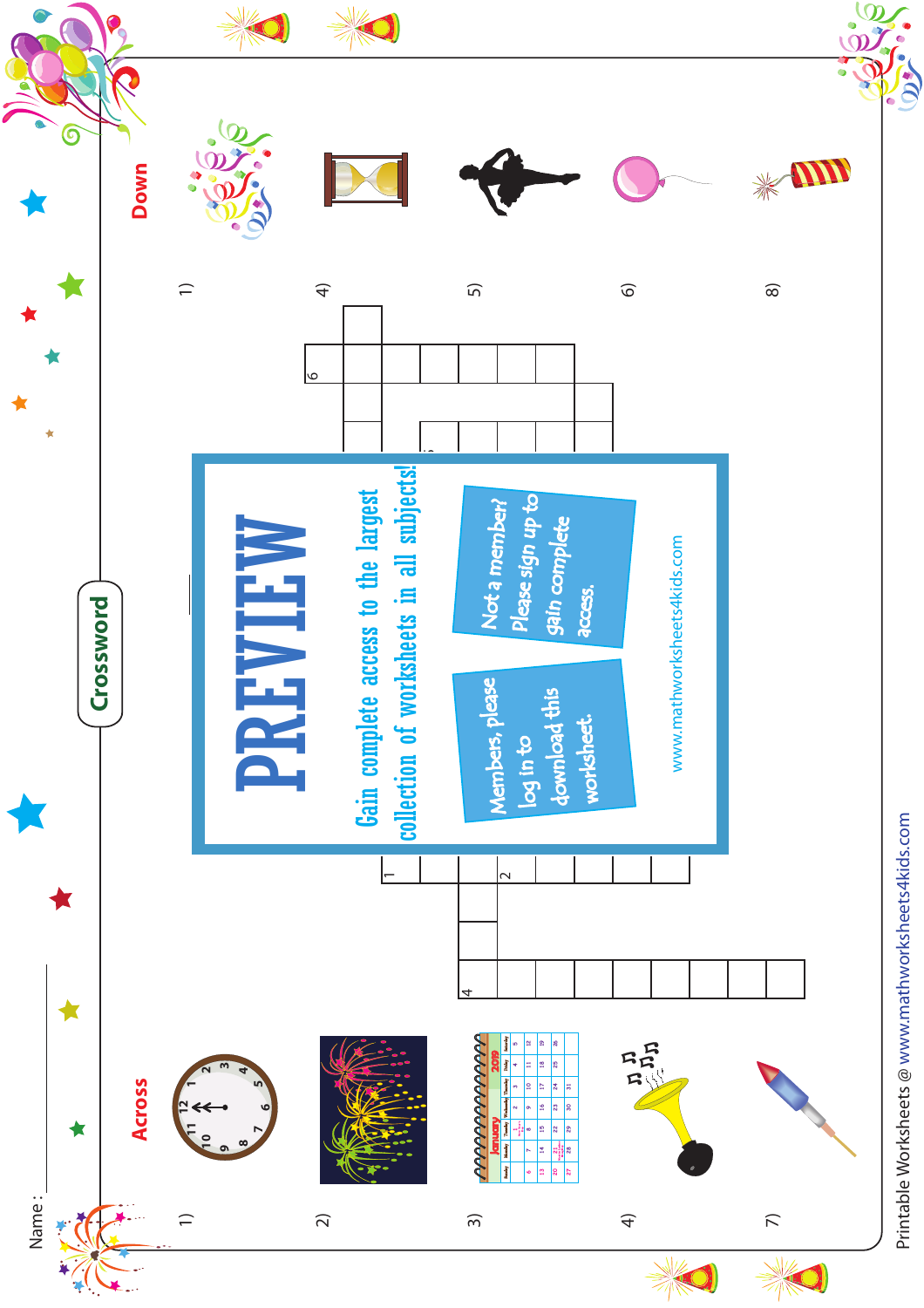Name : ___________

## Crossword

### Across

1)

2)

3)

4)

7)

### Down

1)

4)

5)

6)

8)

PREVIEW

Gain complete access to the largest collection of worksheets in all subjects!

Members, please log in to download this worksheet.

Not a member? Please sign up to gain complete access.

www.mathworksheets4kids.com

Printable Worksheets @ www.mathworksheets4kids.com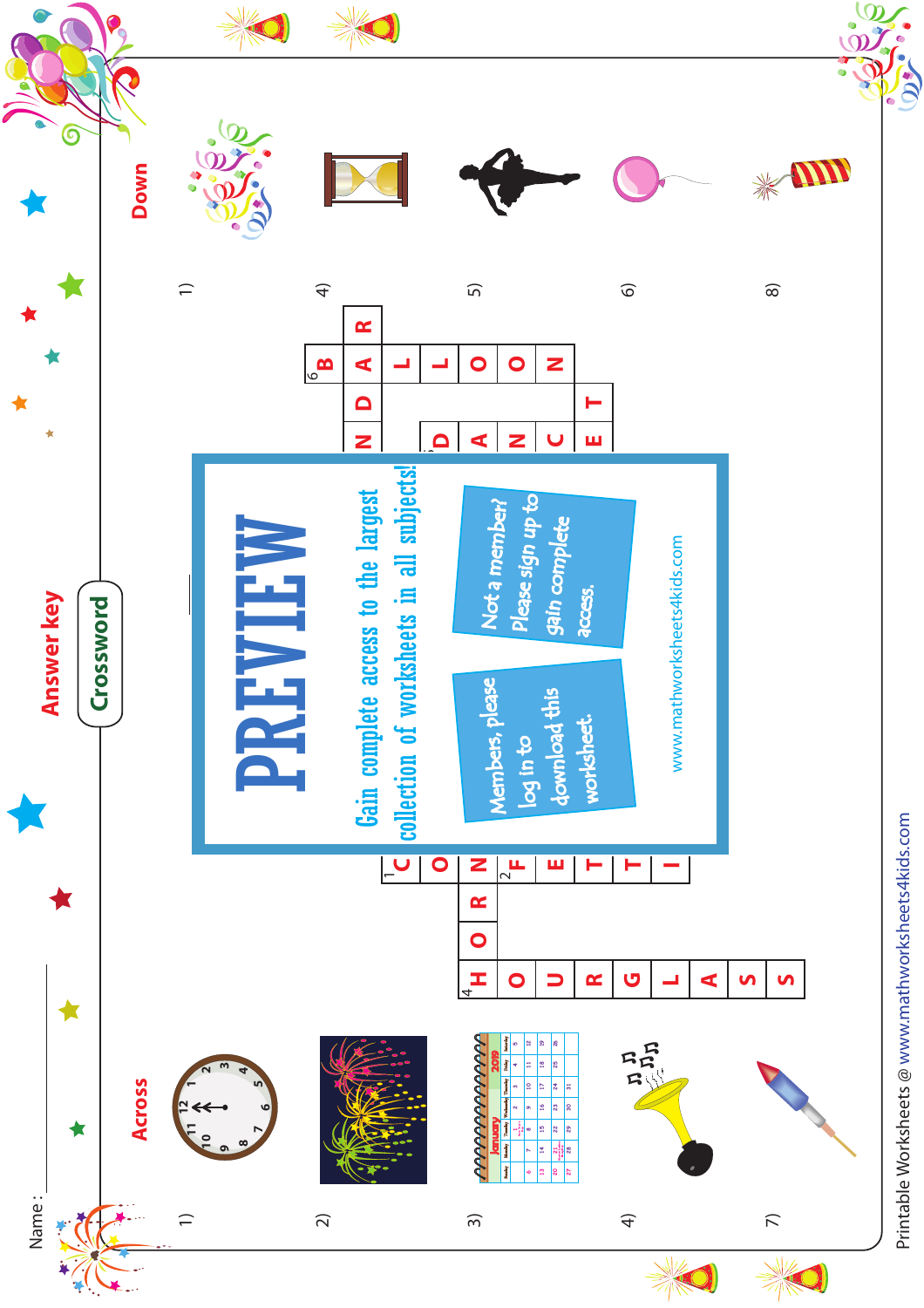Name : ____________

# Answer key

## Crossword

**Across**

1)

2)

3)

4)

7)

**Down**

1)

4)

5)

6)

8)

PREVIEW

Gain complete access to the largest collection of worksheets in all subjects!

Members, please log in to download this worksheet.

Not a member? Please sign up to gain complete access.

www.mathworksheets4kids.com

Printable Worksheets @ www.mathworksheets4kids.com